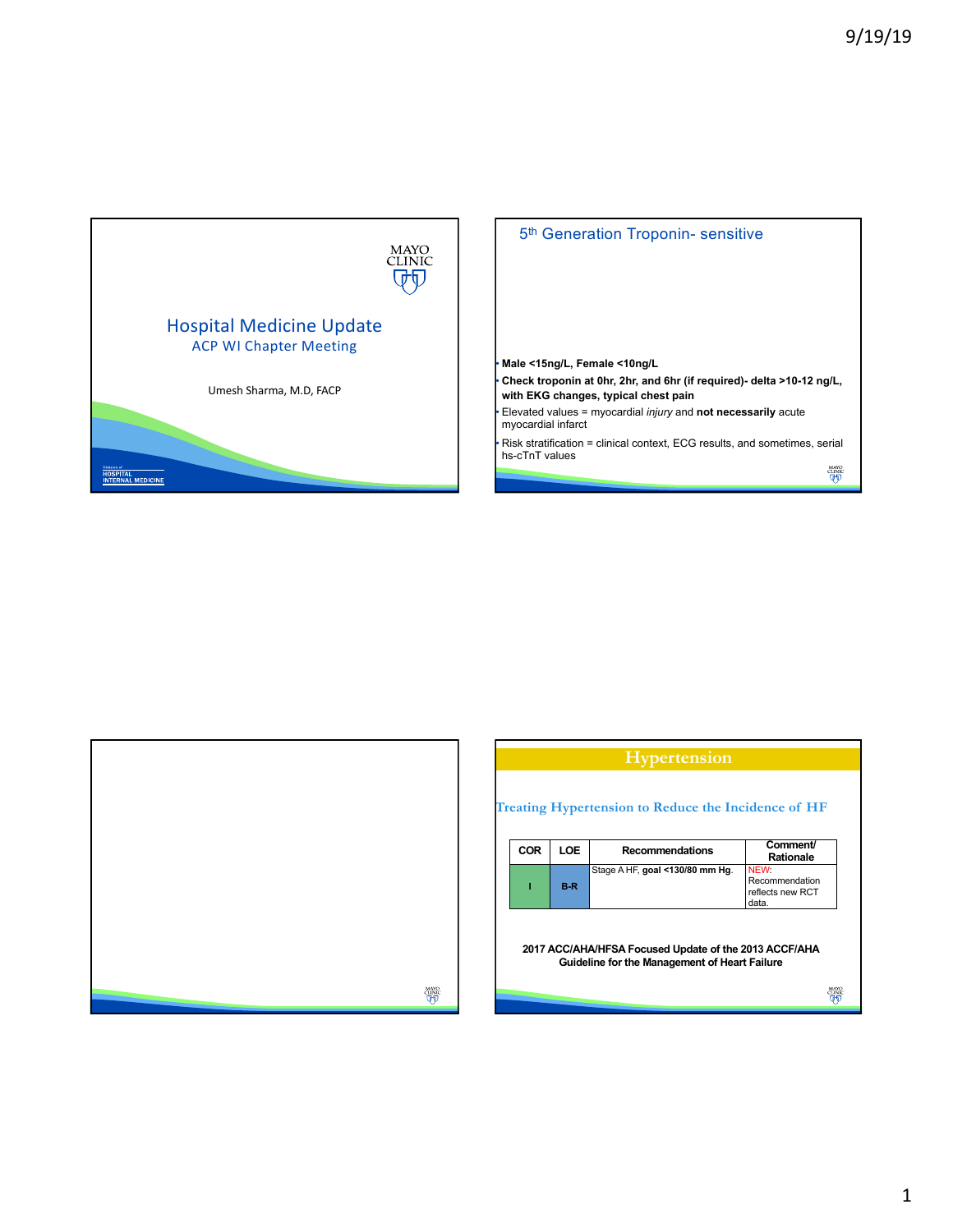# Hospital Medicine Update

## ACP WI Chapter Meeting

Umesh Sharma, M.D, FACP

Division of HOSPITAL INTERNAL MEDICINE

---

## 5th Generation Troponin- sensitive

- **Male <15ng/L, Female <10ng/L**
- **Check troponin at 0hr, 2hr, and 6hr (if required)- delta >10-12 ng/L, with EKG changes, typical chest pain**
- Elevated values = myocardial *injury* and **not necessarily** acute myocardial infarct
- Risk stratification = clinical context, ECG results, and sometimes, serial hs-cTnT values

---

---

## Hypertension

### Treating Hypertension to Reduce the Incidence of HF

| COR | LOE | Recommendations | Comment/ Rationale |
|---|---|---|---|
| I | B-R | Stage A HF, **goal <130/80 mm Hg**. | NEW: Recommendation reflects new RCT data. |

**2017 ACC/AHA/HFSA Focused Update of the 2013 ACCF/AHA Guideline for the Management of Heart Failure**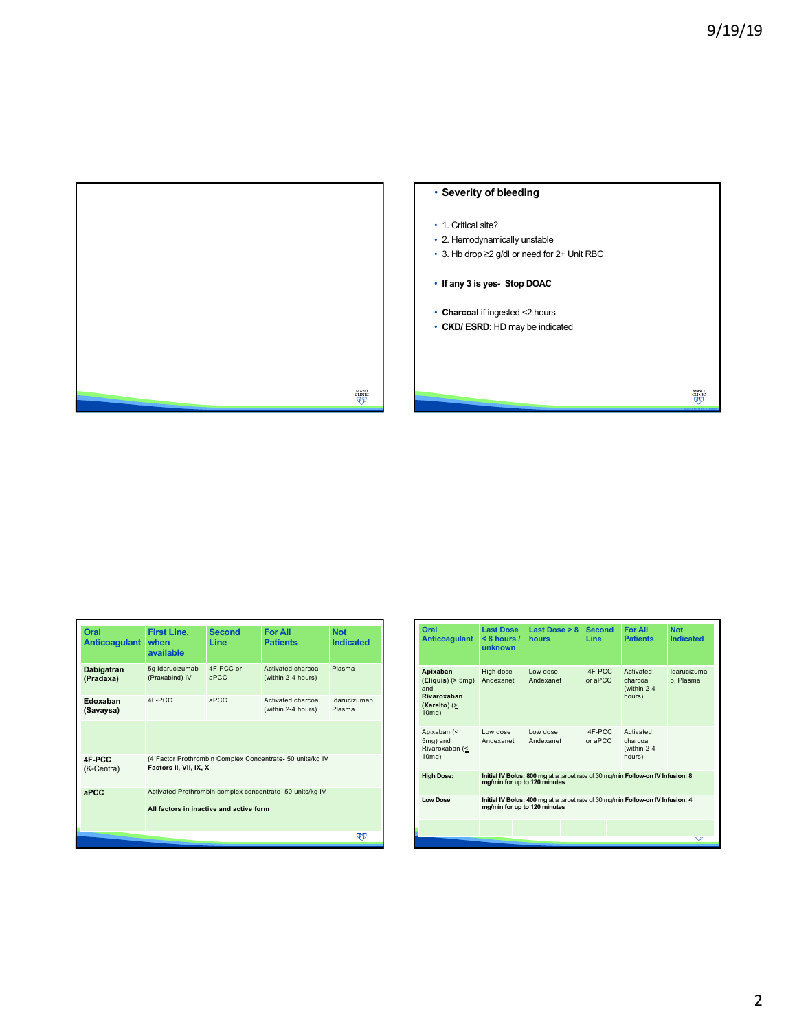- **Severity of bleeding**
- 1. Critical site?
- 2. Hemodynamically unstable
- 3. Hb drop ≥2 g/dl or need for 2+ Unit RBC
- **If any 3 is yes- Stop DOAC**
- **Charcoal** if ingested <2 hours
- **CKD/ ESRD**: HD may be indicated

| Oral Anticoagulant | First Line, when available | Second Line | For All Patients | Not Indicated |
|---|---|---|---|---|
| **Dabigatran (Pradaxa)** | 5g Idarucizumab (Praxabind) IV | 4F-PCC or aPCC | Activated charcoal (within 2-4 hours) | Plasma |
| **Edoxaban (Savaysa)** | 4F-PCC | aPCC | Activated charcoal (within 2-4 hours) | Idarucizumab, Plasma |
| | | | | |
| **4F-PCC** (K-Centra) | (4 Factor Prothrombin Complex Concentrate- 50 units/kg IV **Factors II, VII, IX, X** | | | |
| **aPCC** | Activated Prothrombin complex concentrate- 50 units/kg IV **All factors in inactive and active form** | | | |

| Oral Anticoagulant | Last Dose < 8 hours / unknown | Last Dose > 8 hours | Second Line | For All Patients | Not Indicated |
|---|---|---|---|---|---|
| **Apixaban (Eliquis)** (> 5mg) and **Rivaroxaban (Xarelto)** (≥ 10mg) | High dose Andexanet | Low dose Andexanet | 4F-PCC or aPCC | Activated charcoal (within 2-4 hours) | Idarucizumab, Plasma |
| Apixaban (< 5mg) and Rivaroxaban (≤ 10mg) | Low dose Andexanet | Low dose Andexanet | 4F-PCC or aPCC | Activated charcoal (within 2-4 hours) | |
| **High Dose:** | **Initial IV Bolus: 800 mg** at a target rate of 30 mg/min **Follow-on IV Infusion: 8 mg/min for up to 120 minutes** | | | | |
| **Low Dose** | **Initial IV Bolus: 400 mg** at a target rate of 30 mg/min **Follow-on IV Infusion: 4 mg/min for up to 120 minutes** | | | | |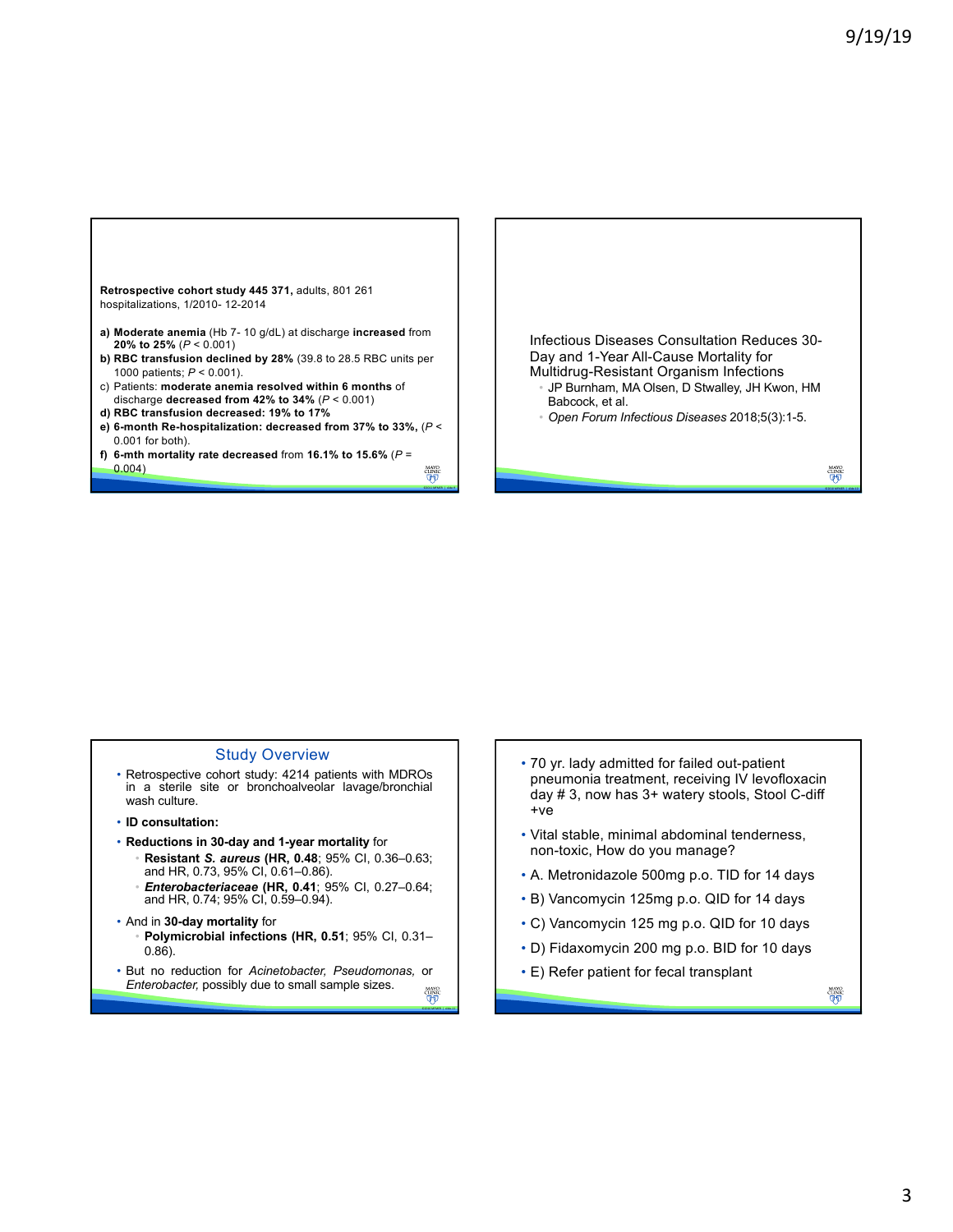**Retrospective cohort study 445 371,** adults, 801 261 hospitalizations, 1/2010- 12-2014

a) **Moderate anemia** (Hb 7- 10 g/dL) at discharge **increased** from **20% to 25%** ($P < 0.001$)
b) **RBC transfusion declined by 28%** (39.8 to 28.5 RBC units per 1000 patients; $P < 0.001$).
c) Patients: **moderate anemia resolved within 6 months** of discharge **decreased from 42% to 34%** ($P < 0.001$)
d) **RBC transfusion decreased: 19% to 17%**
e) **6-month Re-hospitalization: decreased from 37% to 33%,** ($P < 0.001$ for both).
f) **6-mth mortality rate decreased** from **16.1% to 15.6%** ($P = 0.004$)

Infectious Diseases Consultation Reduces 30-Day and 1-Year All-Cause Mortality for Multidrug-Resistant Organism Infections

- JP Burnham, MA Olsen, D Stwalley, JH Kwon, HM Babcock, et al.
- *Open Forum Infectious Diseases* 2018;5(3):1-5.

## Study Overview

- Retrospective cohort study: 4214 patients with MDROs in a sterile site or bronchoalveolar lavage/bronchial wash culture.
- **ID consultation:**
- **Reductions in 30-day and 1-year mortality** for
  - **Resistant *S. aureus* (HR, 0.48**; 95% CI, 0.36–0.63; and HR, 0.73, 95% CI, 0.61–0.86).
  - ***Enterobacteriaceae* (HR, 0.41**; 95% CI, 0.27–0.64; and HR, 0.74; 95% CI, 0.59–0.94).
- And in **30-day mortality** for
  - **Polymicrobial infections (HR, 0.51**; 95% CI, 0.31–0.86).
- But no reduction for *Acinetobacter, Pseudomonas,* or *Enterobacter,* possibly due to small sample sizes.

- 70 yr. lady admitted for failed out-patient pneumonia treatment, receiving IV levofloxacin day # 3, now has 3+ watery stools, Stool C-diff +ve
- Vital stable, minimal abdominal tenderness, non-toxic, How do you manage?
- A. Metronidazole 500mg p.o. TID for 14 days
- B) Vancomycin 125mg p.o. QID for 14 days
- C) Vancomycin 125 mg p.o. QID for 10 days
- D) Fidaxomycin 200 mg p.o. BID for 10 days
- E) Refer patient for fecal transplant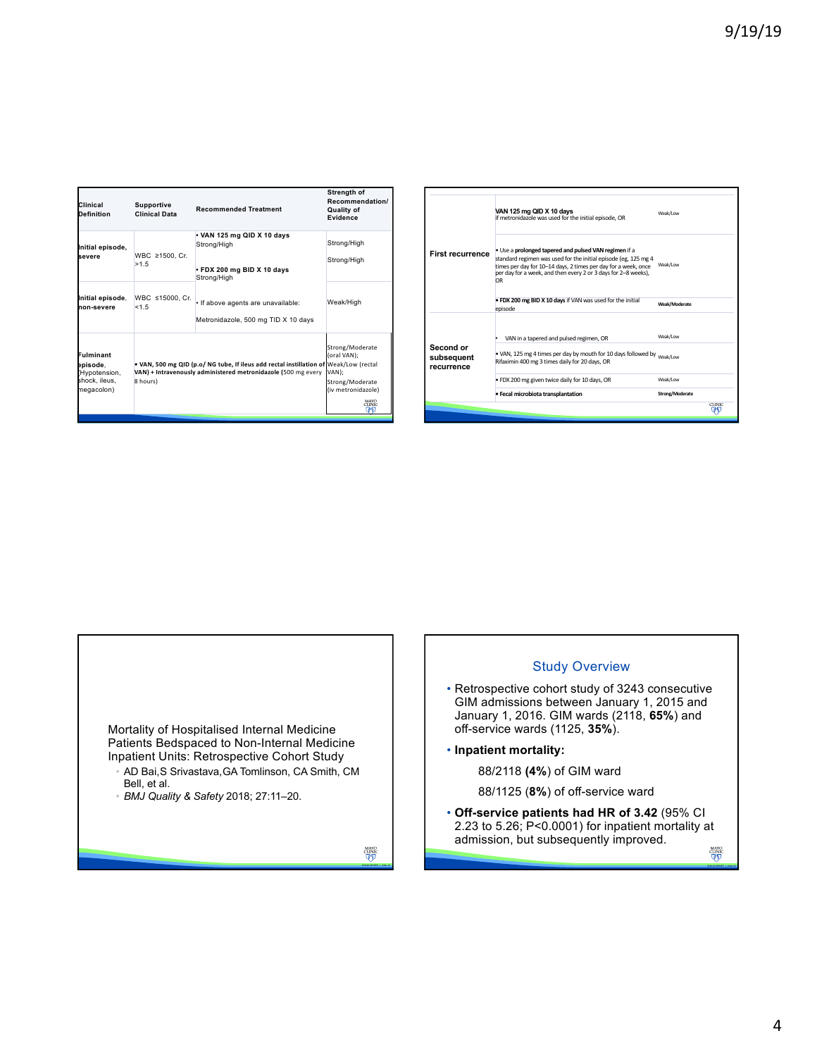| Clinical Definition | Supportive Clinical Data | Recommended Treatment | Strength of Recommendation/ Quality of Evidence |
|---|---|---|---|
| Initial episode, severe | WBC ≥1500, Cr. >1.5 | • VAN 125 mg QID X 10 days Strong/High<br>• FDX 200 mg BID X 10 days Strong/High | Strong/High<br>Strong/High |
| Initial episode, non-severe | WBC ≤15000, Cr. <1.5 | • If above agents are unavailable: Metronidazole, 500 mg TID X 10 days | Weak/High |
| Fulminant episode, (Hypotension, shock, ileus, megacolon) | • VAN, 500 mg QID (p.o/ NG tube, If ileus add rectal instillation of VAN) + Intravenously administered metronidazole (500 mg every 8 hours) | | Strong/Moderate (oral VAN); Weak/Low (rectal VAN); Strong/Moderate (iv metronidazole) |

| | | |
|---|---|---|
| First recurrence | **VAN 125 mg QID X 10 days** if metronidazole was used for the initial episode, OR | Weak/Low |
| | • Use a **prolonged tapered and pulsed VAN regimen** if a standard regimen was used for the initial episode (eg, 125 mg 4 times per day for 10–14 days, 2 times per day for a week, once per day for a week, and then every 2 or 3 days for 2–8 weeks), OR | Weak/Low |
| | • **FDX 200 mg BID X 10 days** if VAN was used for the initial episode | **Weak/Moderate** |
| Second or subsequent recurrence | • VAN in a tapered and pulsed regimen, OR | Weak/Low |
| | • VAN, 125 mg 4 times per day by mouth for 10 days followed by Rifaximin 400 mg 3 times daily for 20 days, OR | Weak/Low |
| | • FDX 200 mg given twice daily for 10 days, OR | Weak/Low |
| | • **Fecal microbiota transplantation** | **Strong/Moderate** |

Mortality of Hospitalised Internal Medicine Patients Bedspaced to Non-Internal Medicine Inpatient Units: Retrospective Cohort Study

- AD Bai, S Srivastava, GA Tomlinson, CA Smith, CM Bell, et al.
- *BMJ Quality & Safety* 2018; 27:11–20.

## Study Overview

- Retrospective cohort study of 3243 consecutive GIM admissions between January 1, 2015 and January 1, 2016. GIM wards (2118, **65%**) and off-service wards (1125, **35%**).
- **Inpatient mortality:**

  88/2118 **(4%)** of GIM ward

  88/1125 (**8%**) of off-service ward
- **Off-service patients had HR of 3.42** (95% CI 2.23 to 5.26; P<0.0001) for inpatient mortality at admission, but subsequently improved.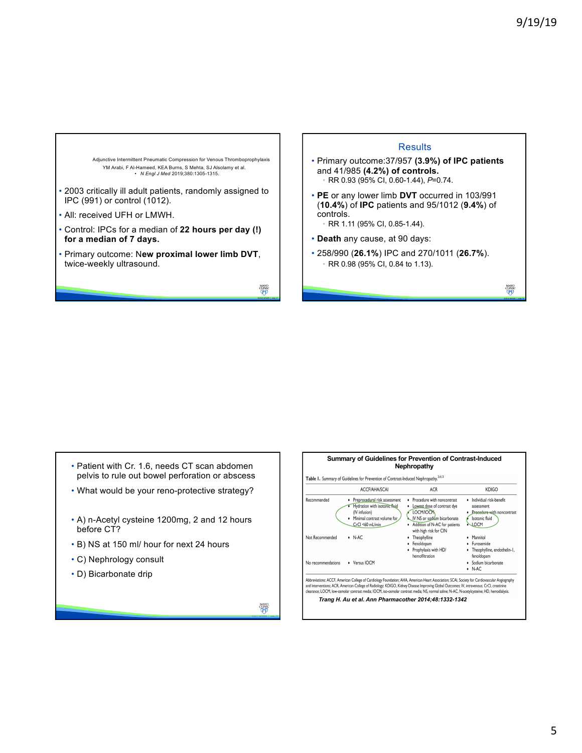Adjunctive Intermittent Pneumatic Compression for Venous Thromboprophylaxis

YM Arabi, F Al-Hameed, KEA Burns, S Mehta, SJ Alsolamy et al.

- *N Engl J Med* 2019;380:1305-1315.

- 2003 critically ill adult patients, randomly assigned to IPC (991) or control (1012).
- All: received UFH or LMWH.
- Control: IPCs for a median of **22 hours per day (!) for a median of 7 days.**
- Primary outcome: N**ew proximal lower limb DVT**, twice-weekly ultrasound.

## Results

- Primary outcome:37/957 **(3.9%) of IPC patients** and 41/985 **(4.2%) of controls.**
  - RR 0.93 (95% CI, 0.60-1.44), *P*=0.74.
- **PE** or any lower limb **DVT** occurred in 103/991 (**10.4%**) of **IPC** patients and 95/1012 (**9.4%**) of controls.
  - RR 1.11 (95% CI, 0.85-1.44).
- **Death** any cause, at 90 days:
- 258/990 (**26.1%**) IPC and 270/1011 (**26.7%**).
  - RR 0.98 (95% CI, 0.84 to 1.13).

---

- Patient with Cr. 1.6, needs CT scan abdomen pelvis to rule out bowel perforation or abscess
- What would be your reno-protective strategy?
- A) n-Acetyl cysteine 1200mg, 2 and 12 hours before CT?
- B) NS at 150 ml/ hour for next 24 hours
- C) Nephrology consult
- D) Bicarbonate drip

## Summary of Guidelines for Prevention of Contrast-Induced Nephropathy

**Table 1.** Summary of Guidelines for Prevention of Contrast-Induced Nephropathy.[3,4,13]

| | ACCF/AHA/SCAI | ACR | KDIGO |
|---|---|---|---|
| Recommended | • Preprocedural risk assessment • Hydration with isotonic fluid (IV infusion) • Minimal contrast volume for CrCl <60 mL/min | • Procedure with noncontrast • Lowest dose of contrast dye • LOCM/IOCM • IV NS or sodium bicarbonate • Addition of N-AC for patients with high risk for CIN | • Individual risk-benefit assessment • Procedure with noncontrast • Isotonic fluid • LOCM |
| Not Recommended | • N-AC | • Theophylline • Fenoldopam • Prophylaxis with HD/ hemofiltration | • Mannitol • Furosemide • Theophylline, endothelin-1, fenoldopam |
| No recommendations | • Versus IOCM | | • Sodium bicarbonate • N-AC |

Abbreviations: ACCF, American College of Cardiology Foundation; AHA, American Heart Association; SCAI, Society for Cardiovascular Angiography and Interventions; ACR, American College of Radiology; KDIGO, Kidney Disease Improving Global Outcomes; IV, intravenous; CrCl, creatinine clearance; LOCM, low-osmolar contrast media; IOCM, iso-osmolar contrast media; NS, normal saline; N-AC, N-acetylcysteine; HD, hemodialysis.

***Trang H. Au et al. Ann Pharmacother 2014;48:1332-1342***